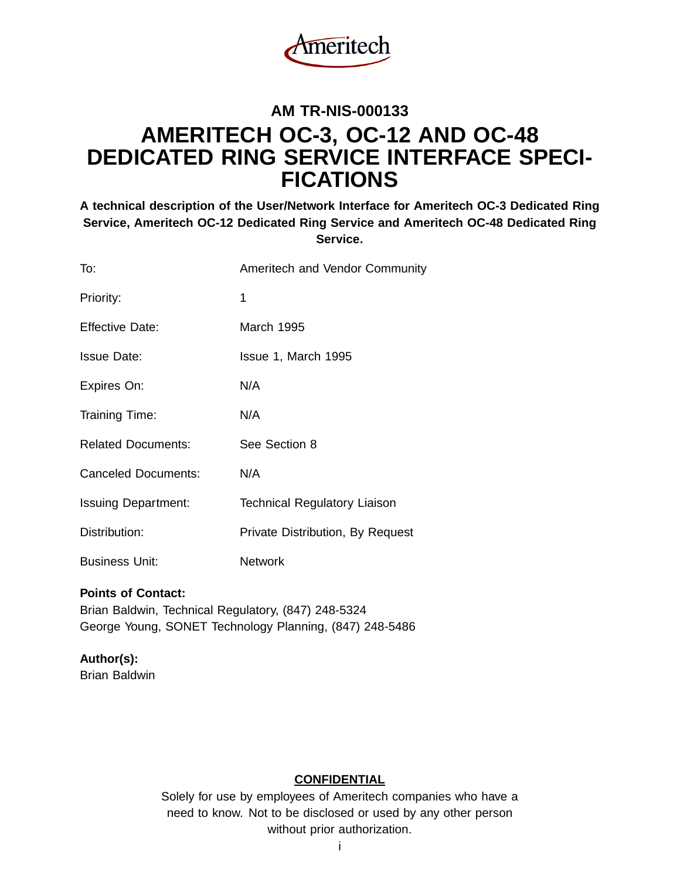Ameritech

## AM TR-NIS-000133

# AMERITECH OC-3, OC-12 AND OC-48 DEDICATED RING SERVICE INTERFACE SPECIFICATIONS

**A technical description of the User/Network Interface for Ameritech OC-3 Dedicated Ring Service, Ameritech OC-12 Dedicated Ring Service and Ameritech OC-48 Dedicated Ring Service.**

| | |
|---|---|
| To: | Ameritech and Vendor Community |
| Priority: | 1 |
| Effective Date: | March 1995 |
| Issue Date: | Issue 1, March 1995 |
| Expires On: | N/A |
| Training Time: | N/A |
| Related Documents: | See Section 8 |
| Canceled Documents: | N/A |
| Issuing Department: | Technical Regulatory Liaison |
| Distribution: | Private Distribution, By Request |
| Business Unit: | Network |

**Points of Contact:**
Brian Baldwin, Technical Regulatory, (847) 248-5324
George Young, SONET Technology Planning, (847) 248-5486

**Author(s):**
Brian Baldwin

**CONFIDENTIAL**

Solely for use by employees of Ameritech companies who have a need to know. Not to be disclosed or used by any other person without prior authorization.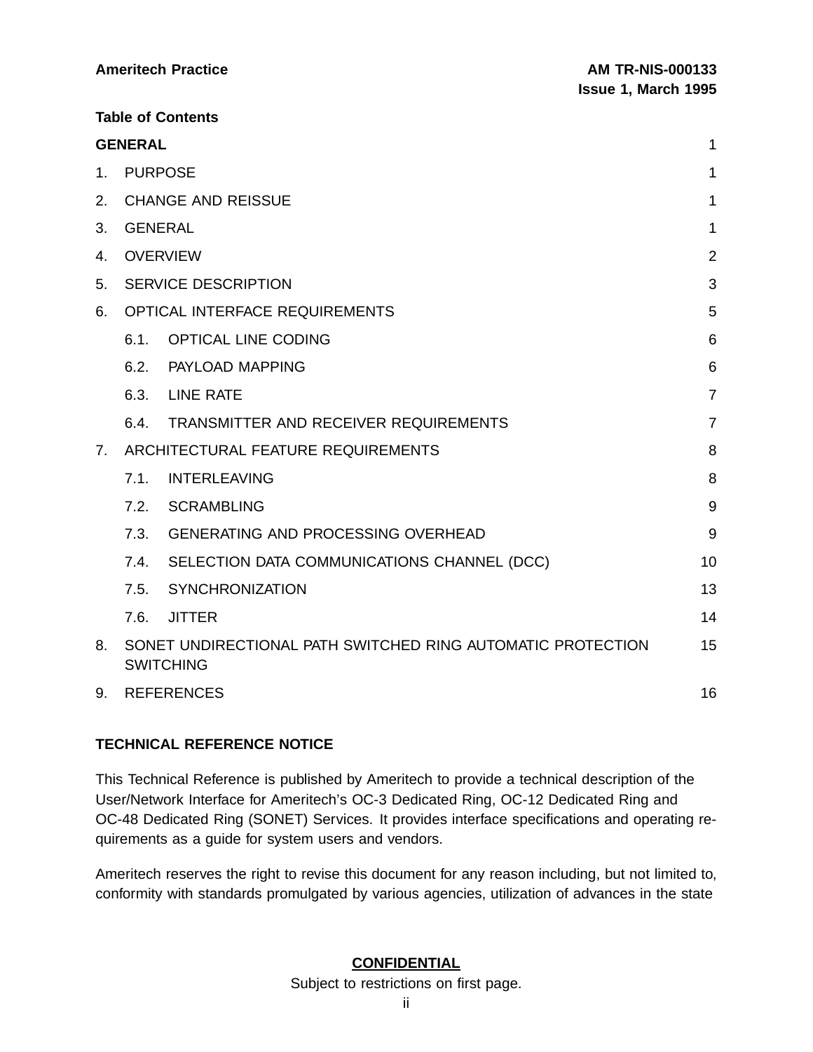**Table of Contents**

| | | |
|---|---|---|
| **GENERAL** | | 1 |
| 1. | PURPOSE | 1 |
| 2. | CHANGE AND REISSUE | 1 |
| 3. | GENERAL | 1 |
| 4. | OVERVIEW | 2 |
| 5. | SERVICE DESCRIPTION | 3 |
| 6. | OPTICAL INTERFACE REQUIREMENTS | 5 |
| | 6.1. OPTICAL LINE CODING | 6 |
| | 6.2. PAYLOAD MAPPING | 6 |
| | 6.3. LINE RATE | 7 |
| | 6.4. TRANSMITTER AND RECEIVER REQUIREMENTS | 7 |
| 7. | ARCHITECTURAL FEATURE REQUIREMENTS | 8 |
| | 7.1. INTERLEAVING | 8 |
| | 7.2. SCRAMBLING | 9 |
| | 7.3. GENERATING AND PROCESSING OVERHEAD | 9 |
| | 7.4. SELECTION DATA COMMUNICATIONS CHANNEL (DCC) | 10 |
| | 7.5. SYNCHRONIZATION | 13 |
| | 7.6. JITTER | 14 |
| 8. | SONET UNDIRECTIONAL PATH SWITCHED RING AUTOMATIC PROTECTION SWITCHING | 15 |
| 9. | REFERENCES | 16 |

**TECHNICAL REFERENCE NOTICE**

This Technical Reference is published by Ameritech to provide a technical description of the User/Network Interface for Ameritech's OC-3 Dedicated Ring, OC-12 Dedicated Ring and OC-48 Dedicated Ring (SONET) Services. It provides interface specifications and operating requirements as a guide for system users and vendors.

Ameritech reserves the right to revise this document for any reason including, but not limited to, conformity with standards promulgated by various agencies, utilization of advances in the state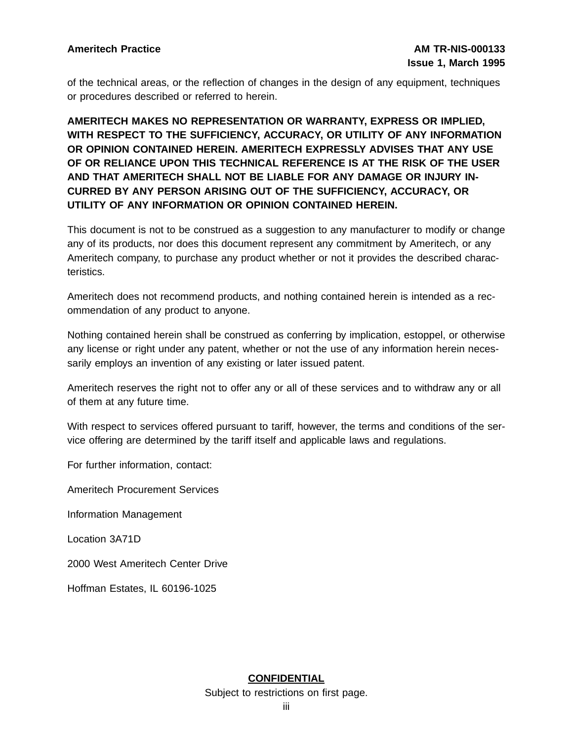of the technical areas, or the reflection of changes in the design of any equipment, techniques or procedures described or referred to herein.

**AMERITECH MAKES NO REPRESENTATION OR WARRANTY, EXPRESS OR IMPLIED, WITH RESPECT TO THE SUFFICIENCY, ACCURACY, OR UTILITY OF ANY INFORMATION OR OPINION CONTAINED HEREIN. AMERITECH EXPRESSLY ADVISES THAT ANY USE OF OR RELIANCE UPON THIS TECHNICAL REFERENCE IS AT THE RISK OF THE USER AND THAT AMERITECH SHALL NOT BE LIABLE FOR ANY DAMAGE OR INJURY INCURRED BY ANY PERSON ARISING OUT OF THE SUFFICIENCY, ACCURACY, OR UTILITY OF ANY INFORMATION OR OPINION CONTAINED HEREIN.**

This document is not to be construed as a suggestion to any manufacturer to modify or change any of its products, nor does this document represent any commitment by Ameritech, or any Ameritech company, to purchase any product whether or not it provides the described characteristics.

Ameritech does not recommend products, and nothing contained herein is intended as a recommendation of any product to anyone.

Nothing contained herein shall be construed as conferring by implication, estoppel, or otherwise any license or right under any patent, whether or not the use of any information herein necessarily employs an invention of any existing or later issued patent.

Ameritech reserves the right not to offer any or all of these services and to withdraw any or all of them at any future time.

With respect to services offered pursuant to tariff, however, the terms and conditions of the service offering are determined by the tariff itself and applicable laws and regulations.

For further information, contact:

Ameritech Procurement Services

Information Management

Location 3A71D

2000 West Ameritech Center Drive

Hoffman Estates, IL 60196-1025

**CONFIDENTIAL**

Subject to restrictions on first page.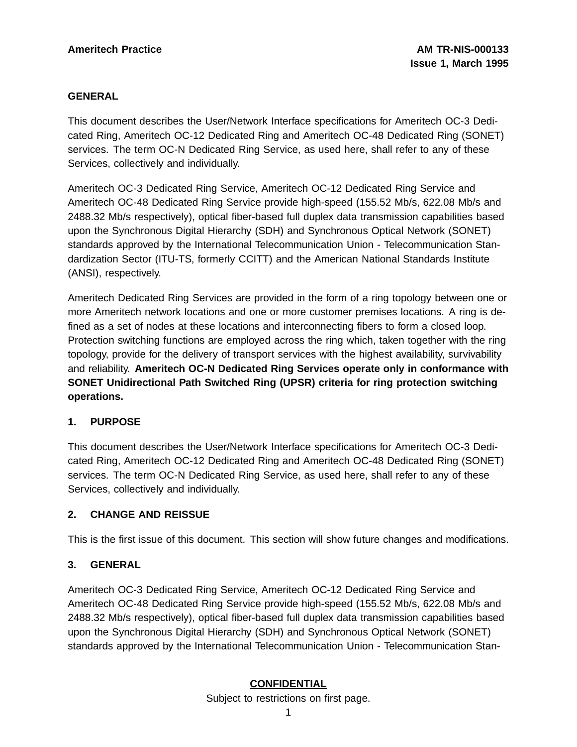## GENERAL

This document describes the User/Network Interface specifications for Ameritech OC-3 Dedicated Ring, Ameritech OC-12 Dedicated Ring and Ameritech OC-48 Dedicated Ring (SONET) services. The term OC-N Dedicated Ring Service, as used here, shall refer to any of these Services, collectively and individually.

Ameritech OC-3 Dedicated Ring Service, Ameritech OC-12 Dedicated Ring Service and Ameritech OC-48 Dedicated Ring Service provide high-speed (155.52 Mb/s, 622.08 Mb/s and 2488.32 Mb/s respectively), optical fiber-based full duplex data transmission capabilities based upon the Synchronous Digital Hierarchy (SDH) and Synchronous Optical Network (SONET) standards approved by the International Telecommunication Union - Telecommunication Standardization Sector (ITU-TS, formerly CCITT) and the American National Standards Institute (ANSI), respectively.

Ameritech Dedicated Ring Services are provided in the form of a ring topology between one or more Ameritech network locations and one or more customer premises locations. A ring is defined as a set of nodes at these locations and interconnecting fibers to form a closed loop. Protection switching functions are employed across the ring which, taken together with the ring topology, provide for the delivery of transport services with the highest availability, survivability and reliability. **Ameritech OC-N Dedicated Ring Services operate only in conformance with SONET Unidirectional Path Switched Ring (UPSR) criteria for ring protection switching operations.**

## 1. PURPOSE

This document describes the User/Network Interface specifications for Ameritech OC-3 Dedicated Ring, Ameritech OC-12 Dedicated Ring and Ameritech OC-48 Dedicated Ring (SONET) services. The term OC-N Dedicated Ring Service, as used here, shall refer to any of these Services, collectively and individually.

## 2. CHANGE AND REISSUE

This is the first issue of this document. This section will show future changes and modifications.

## 3. GENERAL

Ameritech OC-3 Dedicated Ring Service, Ameritech OC-12 Dedicated Ring Service and Ameritech OC-48 Dedicated Ring Service provide high-speed (155.52 Mb/s, 622.08 Mb/s and 2488.32 Mb/s respectively), optical fiber-based full duplex data transmission capabilities based upon the Synchronous Digital Hierarchy (SDH) and Synchronous Optical Network (SONET) standards approved by the International Telecommunication Union - Telecommunication Stan-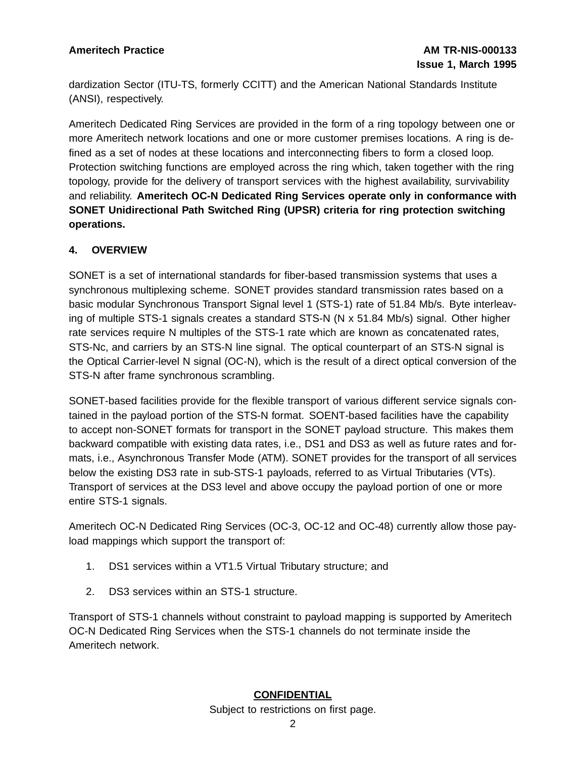dardization Sector (ITU-TS, formerly CCITT) and the American National Standards Institute (ANSI), respectively.

Ameritech Dedicated Ring Services are provided in the form of a ring topology between one or more Ameritech network locations and one or more customer premises locations. A ring is defined as a set of nodes at these locations and interconnecting fibers to form a closed loop. Protection switching functions are employed across the ring which, taken together with the ring topology, provide for the delivery of transport services with the highest availability, survivability and reliability. **Ameritech OC-N Dedicated Ring Services operate only in conformance with SONET Unidirectional Path Switched Ring (UPSR) criteria for ring protection switching operations.**

## 4. OVERVIEW

SONET is a set of international standards for fiber-based transmission systems that uses a synchronous multiplexing scheme. SONET provides standard transmission rates based on a basic modular Synchronous Transport Signal level 1 (STS-1) rate of 51.84 Mb/s. Byte interleaving of multiple STS-1 signals creates a standard STS-N (N x 51.84 Mb/s) signal. Other higher rate services require N multiples of the STS-1 rate which are known as concatenated rates, STS-Nc, and carriers by an STS-N line signal. The optical counterpart of an STS-N signal is the Optical Carrier-level N signal (OC-N), which is the result of a direct optical conversion of the STS-N after frame synchronous scrambling.

SONET-based facilities provide for the flexible transport of various different service signals contained in the payload portion of the STS-N format. SOENT-based facilities have the capability to accept non-SONET formats for transport in the SONET payload structure. This makes them backward compatible with existing data rates, i.e., DS1 and DS3 as well as future rates and formats, i.e., Asynchronous Transfer Mode (ATM). SONET provides for the transport of all services below the existing DS3 rate in sub-STS-1 payloads, referred to as Virtual Tributaries (VTs). Transport of services at the DS3 level and above occupy the payload portion of one or more entire STS-1 signals.

Ameritech OC-N Dedicated Ring Services (OC-3, OC-12 and OC-48) currently allow those payload mappings which support the transport of:

1. DS1 services within a VT1.5 Virtual Tributary structure; and
2. DS3 services within an STS-1 structure.

Transport of STS-1 channels without constraint to payload mapping is supported by Ameritech OC-N Dedicated Ring Services when the STS-1 channels do not terminate inside the Ameritech network.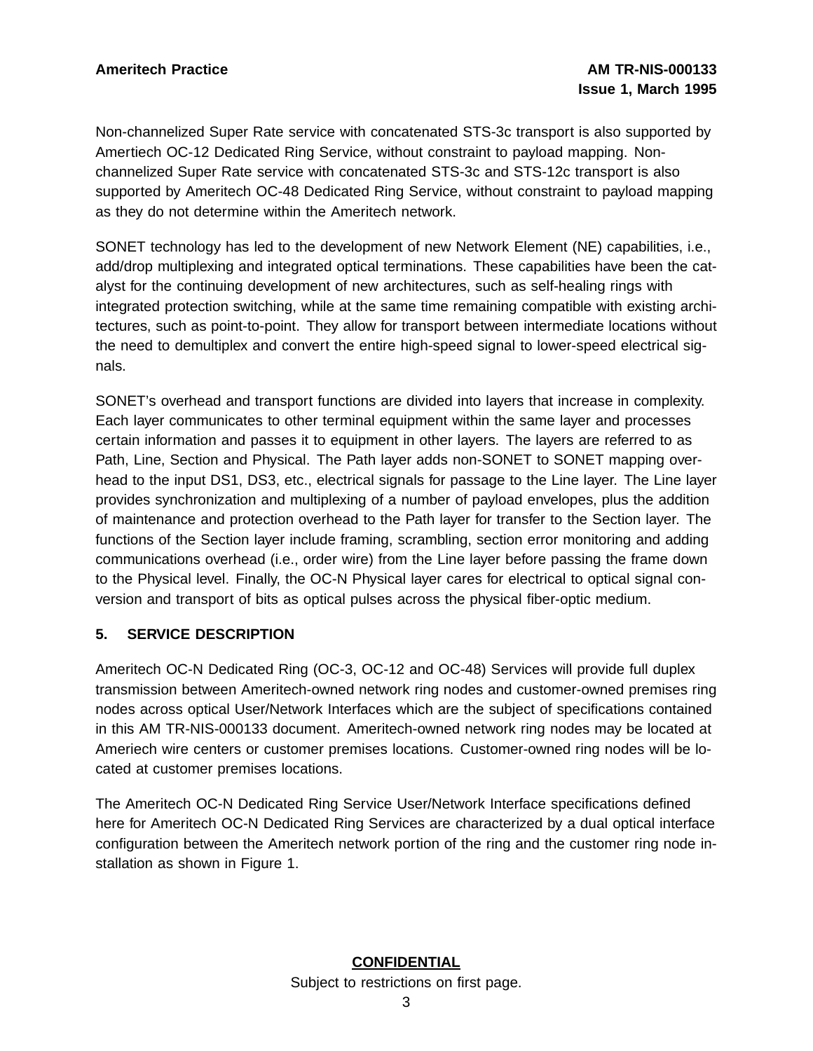Non-channelized Super Rate service with concatenated STS-3c transport is also supported by Amertiech OC-12 Dedicated Ring Service, without constraint to payload mapping. Non-channelized Super Rate service with concatenated STS-3c and STS-12c transport is also supported by Ameritech OC-48 Dedicated Ring Service, without constraint to payload mapping as they do not determine within the Ameritech network.

SONET technology has led to the development of new Network Element (NE) capabilities, i.e., add/drop multiplexing and integrated optical terminations. These capabilities have been the catalyst for the continuing development of new architectures, such as self-healing rings with integrated protection switching, while at the same time remaining compatible with existing architectures, such as point-to-point. They allow for transport between intermediate locations without the need to demultiplex and convert the entire high-speed signal to lower-speed electrical signals.

SONET's overhead and transport functions are divided into layers that increase in complexity. Each layer communicates to other terminal equipment within the same layer and processes certain information and passes it to equipment in other layers. The layers are referred to as Path, Line, Section and Physical. The Path layer adds non-SONET to SONET mapping overhead to the input DS1, DS3, etc., electrical signals for passage to the Line layer. The Line layer provides synchronization and multiplexing of a number of payload envelopes, plus the addition of maintenance and protection overhead to the Path layer for transfer to the Section layer. The functions of the Section layer include framing, scrambling, section error monitoring and adding communications overhead (i.e., order wire) from the Line layer before passing the frame down to the Physical level. Finally, the OC-N Physical layer cares for electrical to optical signal conversion and transport of bits as optical pulses across the physical fiber-optic medium.

## 5. SERVICE DESCRIPTION

Ameritech OC-N Dedicated Ring (OC-3, OC-12 and OC-48) Services will provide full duplex transmission between Ameritech-owned network ring nodes and customer-owned premises ring nodes across optical User/Network Interfaces which are the subject of specifications contained in this AM TR-NIS-000133 document. Ameritech-owned network ring nodes may be located at Ameriech wire centers or customer premises locations. Customer-owned ring nodes will be located at customer premises locations.

The Ameritech OC-N Dedicated Ring Service User/Network Interface specifications defined here for Ameritech OC-N Dedicated Ring Services are characterized by a dual optical interface configuration between the Ameritech network portion of the ring and the customer ring node installation as shown in Figure 1.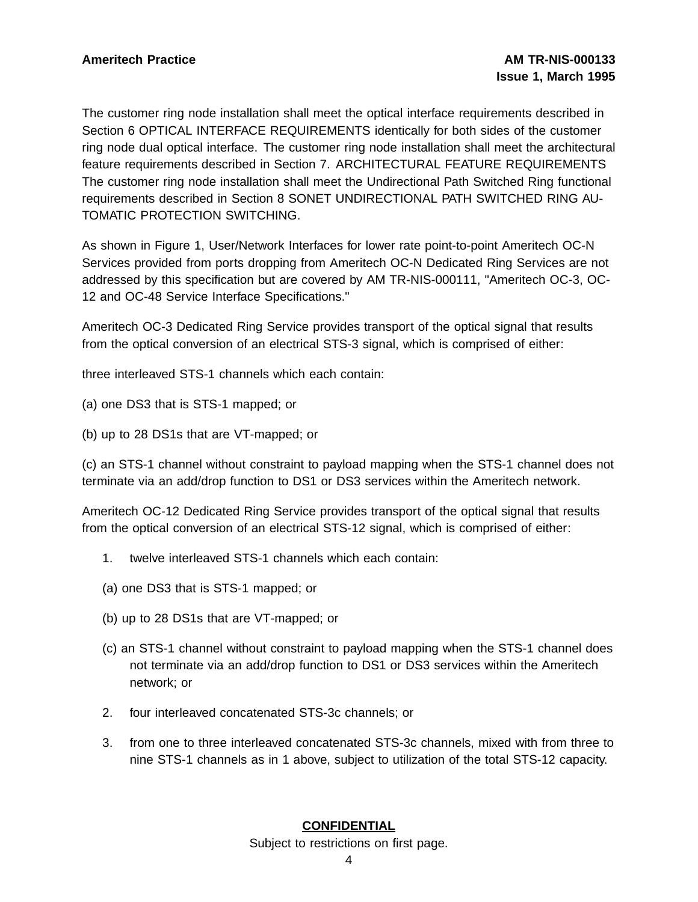The customer ring node installation shall meet the optical interface requirements described in Section 6 OPTICAL INTERFACE REQUIREMENTS identically for both sides of the customer ring node dual optical interface. The customer ring node installation shall meet the architectural feature requirements described in Section 7. ARCHITECTURAL FEATURE REQUIREMENTS The customer ring node installation shall meet the Undirectional Path Switched Ring functional requirements described in Section 8 SONET UNDIRECTIONAL PATH SWITCHED RING AUTOMATIC PROTECTION SWITCHING.

As shown in Figure 1, User/Network Interfaces for lower rate point-to-point Ameritech OC-N Services provided from ports dropping from Ameritech OC-N Dedicated Ring Services are not addressed by this specification but are covered by AM TR-NIS-000111, "Ameritech OC-3, OC-12 and OC-48 Service Interface Specifications."

Ameritech OC-3 Dedicated Ring Service provides transport of the optical signal that results from the optical conversion of an electrical STS-3 signal, which is comprised of either:

three interleaved STS-1 channels which each contain:

(a) one DS3 that is STS-1 mapped; or

(b) up to 28 DS1s that are VT-mapped; or

(c) an STS-1 channel without constraint to payload mapping when the STS-1 channel does not terminate via an add/drop function to DS1 or DS3 services within the Ameritech network.

Ameritech OC-12 Dedicated Ring Service provides transport of the optical signal that results from the optical conversion of an electrical STS-12 signal, which is comprised of either:

1. twelve interleaved STS-1 channels which each contain:

   (a) one DS3 that is STS-1 mapped; or

   (b) up to 28 DS1s that are VT-mapped; or

   (c) an STS-1 channel without constraint to payload mapping when the STS-1 channel does not terminate via an add/drop function to DS1 or DS3 services within the Ameritech network; or

2. four interleaved concatenated STS-3c channels; or

3. from one to three interleaved concatenated STS-3c channels, mixed with from three to nine STS-1 channels as in 1 above, subject to utilization of the total STS-12 capacity.

**CONFIDENTIAL**

Subject to restrictions on first page.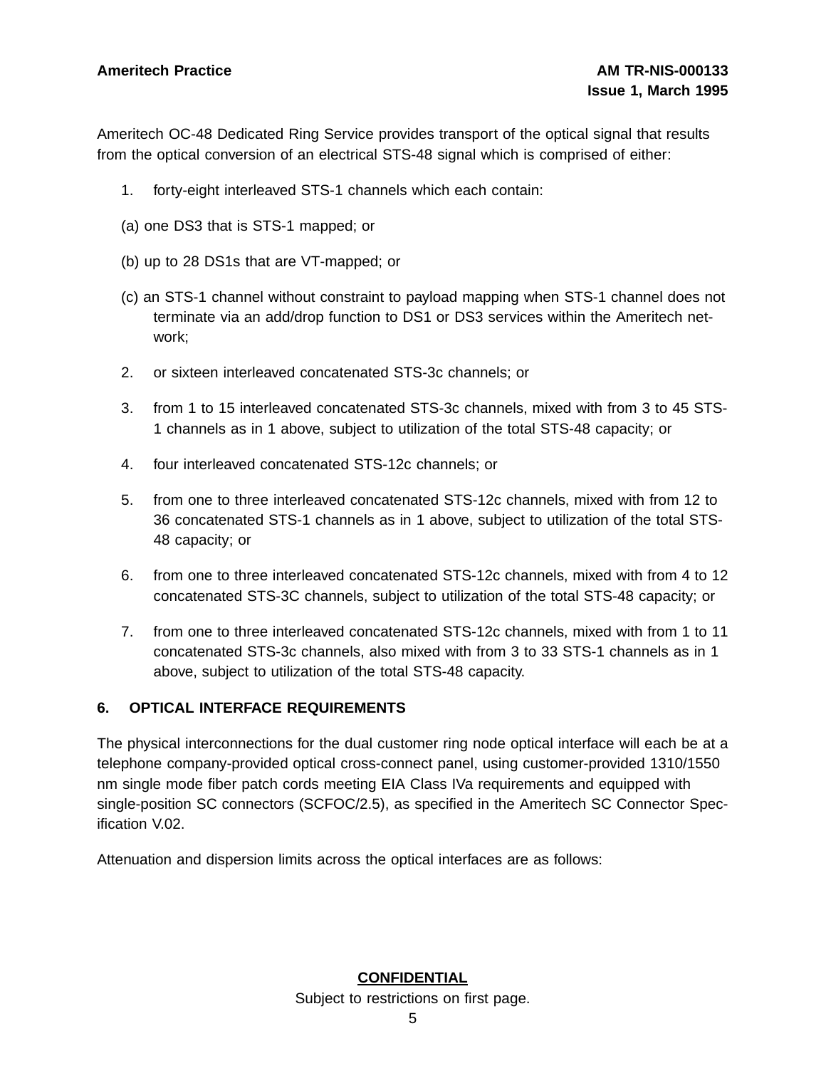Ameritech OC-48 Dedicated Ring Service provides transport of the optical signal that results from the optical conversion of an electrical STS-48 signal which is comprised of either:

1. forty-eight interleaved STS-1 channels which each contain:

   (a) one DS3 that is STS-1 mapped; or

   (b) up to 28 DS1s that are VT-mapped; or

   (c) an STS-1 channel without constraint to payload mapping when STS-1 channel does not terminate via an add/drop function to DS1 or DS3 services within the Ameritech network;

2. or sixteen interleaved concatenated STS-3c channels; or

3. from 1 to 15 interleaved concatenated STS-3c channels, mixed with from 3 to 45 STS-1 channels as in 1 above, subject to utilization of the total STS-48 capacity; or

4. four interleaved concatenated STS-12c channels; or

5. from one to three interleaved concatenated STS-12c channels, mixed with from 12 to 36 concatenated STS-1 channels as in 1 above, subject to utilization of the total STS-48 capacity; or

6. from one to three interleaved concatenated STS-12c channels, mixed with from 4 to 12 concatenated STS-3C channels, subject to utilization of the total STS-48 capacity; or

7. from one to three interleaved concatenated STS-12c channels, mixed with from 1 to 11 concatenated STS-3c channels, also mixed with from 3 to 33 STS-1 channels as in 1 above, subject to utilization of the total STS-48 capacity.

## 6. OPTICAL INTERFACE REQUIREMENTS

The physical interconnections for the dual customer ring node optical interface will each be at a telephone company-provided optical cross-connect panel, using customer-provided 1310/1550 nm single mode fiber patch cords meeting EIA Class IVa requirements and equipped with single-position SC connectors (SCFOC/2.5), as specified in the Ameritech SC Connector Specification V.02.

Attenuation and dispersion limits across the optical interfaces are as follows: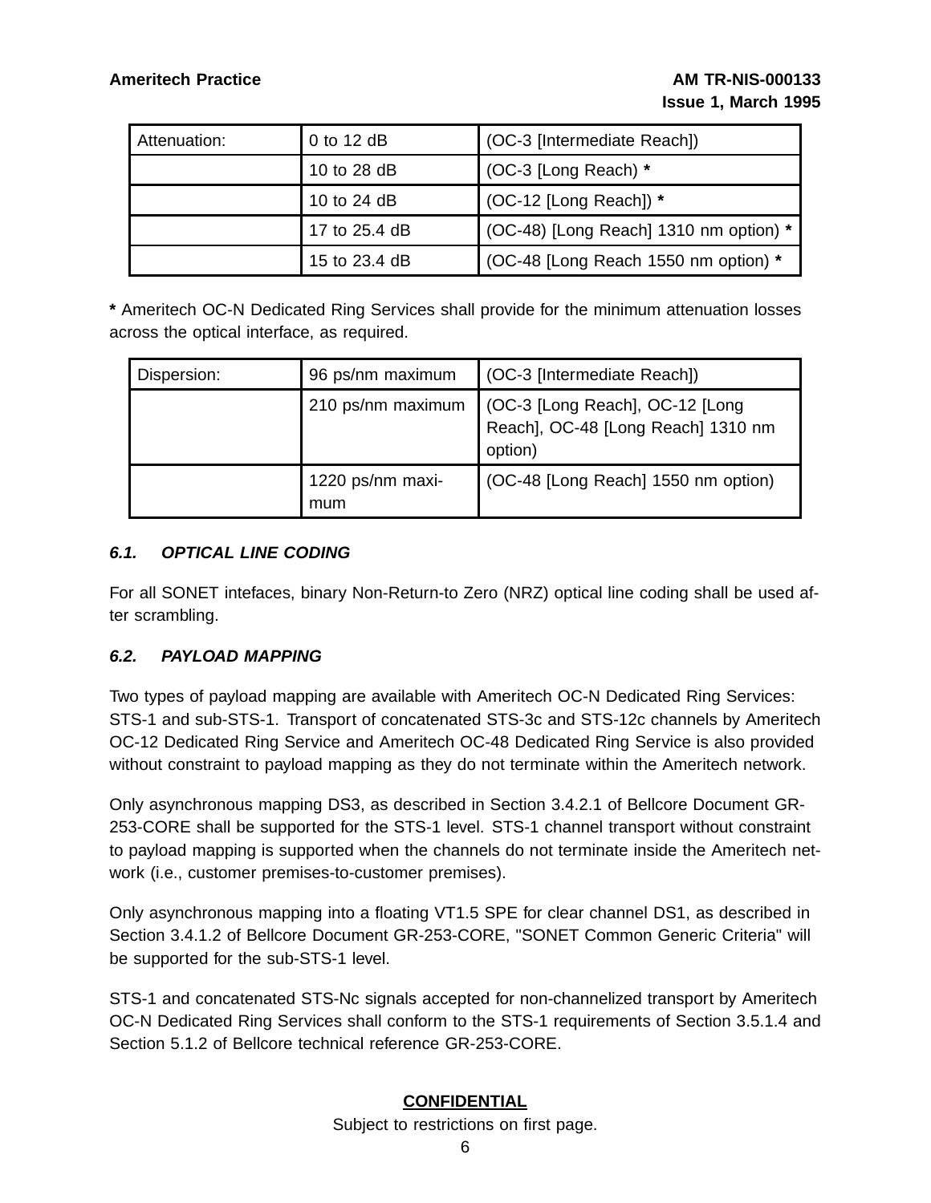| Attenuation: | 0 to 12 dB | (OC-3 [Intermediate Reach]) |
|---|---|---|
| | 10 to 28 dB | (OC-3 [Long Reach) * |
| | 10 to 24 dB | (OC-12 [Long Reach]) * |
| | 17 to 25.4 dB | (OC-48) [Long Reach] 1310 nm option) * |
| | 15 to 23.4 dB | (OC-48 [Long Reach 1550 nm option) * |

**\*** Ameritech OC-N Dedicated Ring Services shall provide for the minimum attenuation losses across the optical interface, as required.

| Dispersion: | 96 ps/nm maximum | (OC-3 [Intermediate Reach]) |
|---|---|---|
| | 210 ps/nm maximum | (OC-3 [Long Reach], OC-12 [Long Reach], OC-48 [Long Reach] 1310 nm option) |
| | 1220 ps/nm maximum | (OC-48 [Long Reach] 1550 nm option) |

### *6.1. OPTICAL LINE CODING*

For all SONET intefaces, binary Non-Return-to Zero (NRZ) optical line coding shall be used after scrambling.

### *6.2. PAYLOAD MAPPING*

Two types of payload mapping are available with Ameritech OC-N Dedicated Ring Services: STS-1 and sub-STS-1. Transport of concatenated STS-3c and STS-12c channels by Ameritech OC-12 Dedicated Ring Service and Ameritech OC-48 Dedicated Ring Service is also provided without constraint to payload mapping as they do not terminate within the Ameritech network.

Only asynchronous mapping DS3, as described in Section 3.4.2.1 of Bellcore Document GR-253-CORE shall be supported for the STS-1 level. STS-1 channel transport without constraint to payload mapping is supported when the channels do not terminate inside the Ameritech network (i.e., customer premises-to-customer premises).

Only asynchronous mapping into a floating VT1.5 SPE for clear channel DS1, as described in Section 3.4.1.2 of Bellcore Document GR-253-CORE, "SONET Common Generic Criteria" will be supported for the sub-STS-1 level.

STS-1 and concatenated STS-Nc signals accepted for non-channelized transport by Ameritech OC-N Dedicated Ring Services shall conform to the STS-1 requirements of Section 3.5.1.4 and Section 5.1.2 of Bellcore technical reference GR-253-CORE.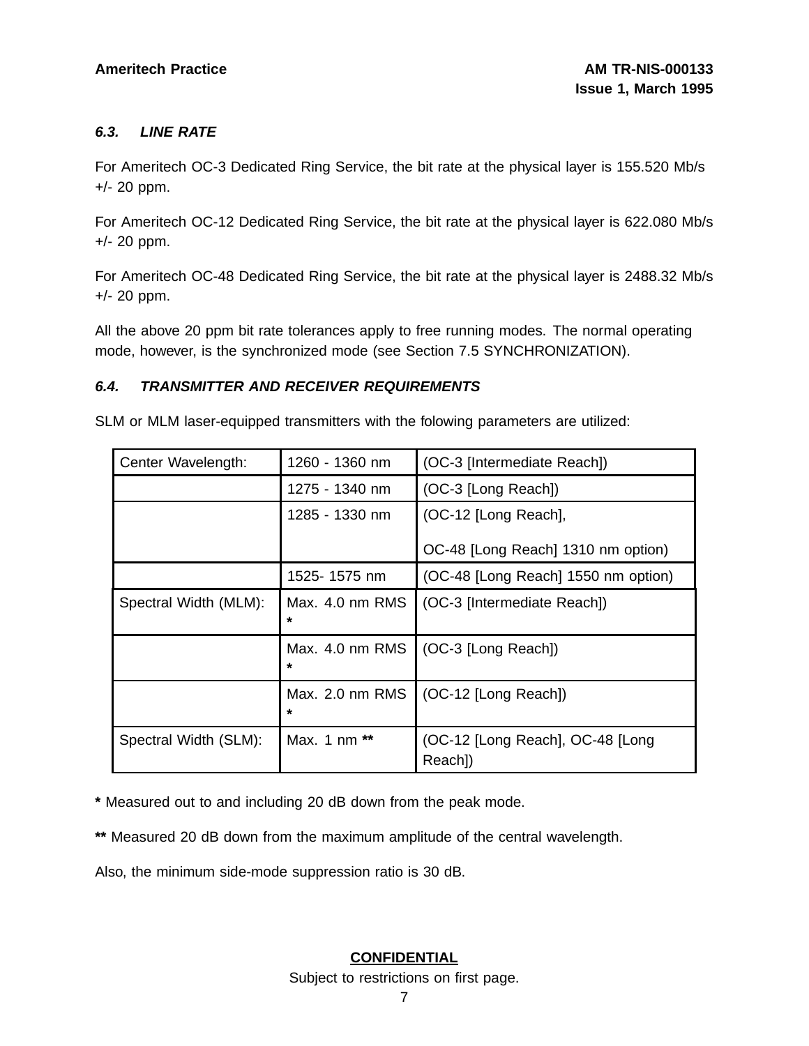### *6.3. LINE RATE*

For Ameritech OC-3 Dedicated Ring Service, the bit rate at the physical layer is 155.520 Mb/s +/- 20 ppm.

For Ameritech OC-12 Dedicated Ring Service, the bit rate at the physical layer is 622.080 Mb/s +/- 20 ppm.

For Ameritech OC-48 Dedicated Ring Service, the bit rate at the physical layer is 2488.32 Mb/s +/- 20 ppm.

All the above 20 ppm bit rate tolerances apply to free running modes. The normal operating mode, however, is the synchronized mode (see Section 7.5 SYNCHRONIZATION).

### *6.4. TRANSMITTER AND RECEIVER REQUIREMENTS*

SLM or MLM laser-equipped transmitters with the folowing parameters are utilized:

| | | |
|---|---|---|
| Center Wavelength: | 1260 - 1360 nm | (OC-3 [Intermediate Reach]) |
| | 1275 - 1340 nm | (OC-3 [Long Reach]) |
| | 1285 - 1330 nm | (OC-12 [Long Reach], OC-48 [Long Reach] 1310 nm option) |
| | 1525- 1575 nm | (OC-48 [Long Reach] 1550 nm option) |
| Spectral Width (MLM): | Max. 4.0 nm RMS **\*** | (OC-3 [Intermediate Reach]) |
| | Max. 4.0 nm RMS **\*** | (OC-3 [Long Reach]) |
| | Max. 2.0 nm RMS **\*** | (OC-12 [Long Reach]) |
| Spectral Width (SLM): | Max. 1 nm **\*\*** | (OC-12 [Long Reach], OC-48 [Long Reach]) |

**\*** Measured out to and including 20 dB down from the peak mode.

**\*\*** Measured 20 dB down from the maximum amplitude of the central wavelength.

Also, the minimum side-mode suppression ratio is 30 dB.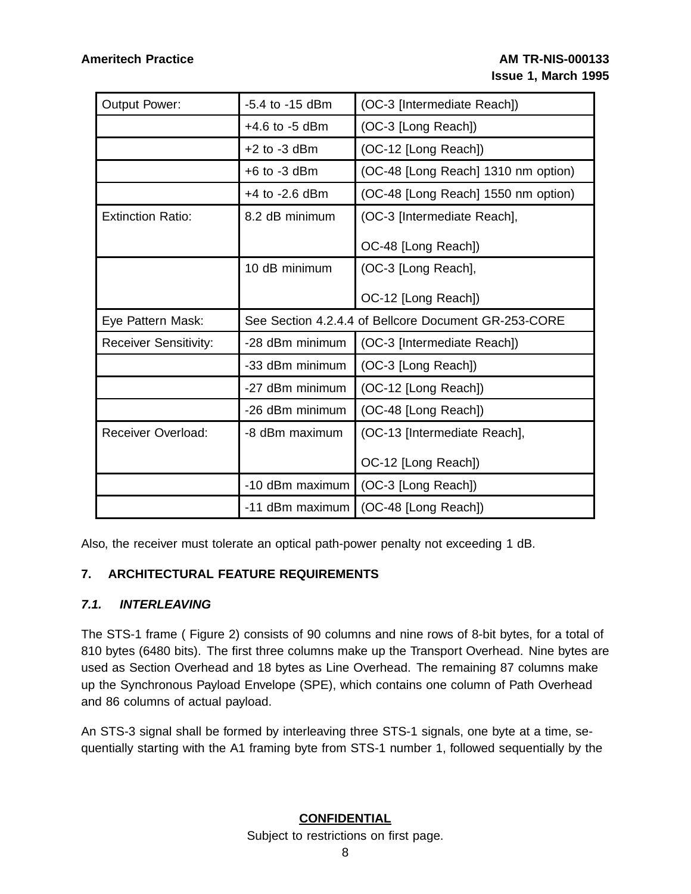| | | |
|---|---|---|
| Output Power: | -5.4 to -15 dBm | (OC-3 [Intermediate Reach]) |
| | +4.6 to -5 dBm | (OC-3 [Long Reach]) |
| | +2 to -3 dBm | (OC-12 [Long Reach]) |
| | +6 to -3 dBm | (OC-48 [Long Reach] 1310 nm option) |
| | +4 to -2.6 dBm | (OC-48 [Long Reach] 1550 nm option) |
| Extinction Ratio: | 8.2 dB minimum | (OC-3 [Intermediate Reach], OC-48 [Long Reach]) |
| | 10 dB minimum | (OC-3 [Long Reach], OC-12 [Long Reach]) |
| Eye Pattern Mask: | See Section 4.2.4.4 of Bellcore Document GR-253-CORE | |
| Receiver Sensitivity: | -28 dBm minimum | (OC-3 [Intermediate Reach]) |
| | -33 dBm minimum | (OC-3 [Long Reach]) |
| | -27 dBm minimum | (OC-12 [Long Reach]) |
| | -26 dBm minimum | (OC-48 [Long Reach]) |
| Receiver Overload: | -8 dBm maximum | (OC-13 [Intermediate Reach], OC-12 [Long Reach]) |
| | -10 dBm maximum | (OC-3 [Long Reach]) |
| | -11 dBm maximum | (OC-48 [Long Reach]) |

Also, the receiver must tolerate an optical path-power penalty not exceeding 1 dB.

## 7. ARCHITECTURAL FEATURE REQUIREMENTS

### *7.1. INTERLEAVING*

The STS-1 frame ( Figure 2) consists of 90 columns and nine rows of 8-bit bytes, for a total of 810 bytes (6480 bits). The first three columns make up the Transport Overhead. Nine bytes are used as Section Overhead and 18 bytes as Line Overhead. The remaining 87 columns make up the Synchronous Payload Envelope (SPE), which contains one column of Path Overhead and 86 columns of actual payload.

An STS-3 signal shall be formed by interleaving three STS-1 signals, one byte at a time, sequentially starting with the A1 framing byte from STS-1 number 1, followed sequentially by the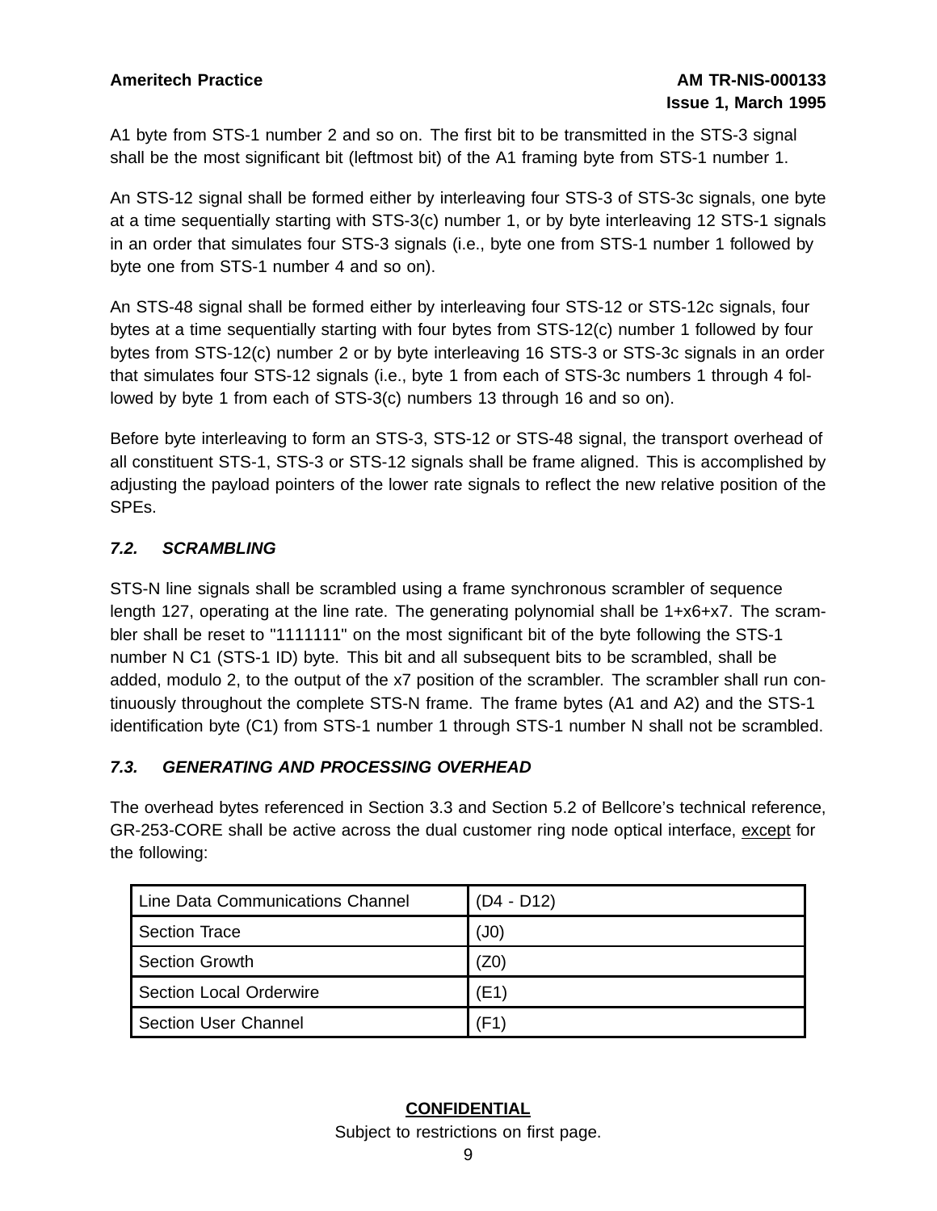A1 byte from STS-1 number 2 and so on. The first bit to be transmitted in the STS-3 signal shall be the most significant bit (leftmost bit) of the A1 framing byte from STS-1 number 1.

An STS-12 signal shall be formed either by interleaving four STS-3 of STS-3c signals, one byte at a time sequentially starting with STS-3(c) number 1, or by byte interleaving 12 STS-1 signals in an order that simulates four STS-3 signals (i.e., byte one from STS-1 number 1 followed by byte one from STS-1 number 4 and so on).

An STS-48 signal shall be formed either by interleaving four STS-12 or STS-12c signals, four bytes at a time sequentially starting with four bytes from STS-12(c) number 1 followed by four bytes from STS-12(c) number 2 or by byte interleaving 16 STS-3 or STS-3c signals in an order that simulates four STS-12 signals (i.e., byte 1 from each of STS-3c numbers 1 through 4 followed by byte 1 from each of STS-3(c) numbers 13 through 16 and so on).

Before byte interleaving to form an STS-3, STS-12 or STS-48 signal, the transport overhead of all constituent STS-1, STS-3 or STS-12 signals shall be frame aligned. This is accomplished by adjusting the payload pointers of the lower rate signals to reflect the new relative position of the SPEs.

### *7.2. SCRAMBLING*

STS-N line signals shall be scrambled using a frame synchronous scrambler of sequence length 127, operating at the line rate. The generating polynomial shall be 1+x6+x7. The scrambler shall be reset to "1111111" on the most significant bit of the byte following the STS-1 number N C1 (STS-1 ID) byte. This bit and all subsequent bits to be scrambled, shall be added, modulo 2, to the output of the x7 position of the scrambler. The scrambler shall run continuously throughout the complete STS-N frame. The frame bytes (A1 and A2) and the STS-1 identification byte (C1) from STS-1 number 1 through STS-1 number N shall not be scrambled.

### *7.3. GENERATING AND PROCESSING OVERHEAD*

The overhead bytes referenced in Section 3.3 and Section 5.2 of Bellcore's technical reference, GR-253-CORE shall be active across the dual customer ring node optical interface, except for the following:

| Line Data Communications Channel | (D4 - D12) |
|---|---|
| Section Trace | (J0) |
| Section Growth | (Z0) |
| Section Local Orderwire | (E1) |
| Section User Channel | (F1) |

**CONFIDENTIAL**

Subject to restrictions on first page.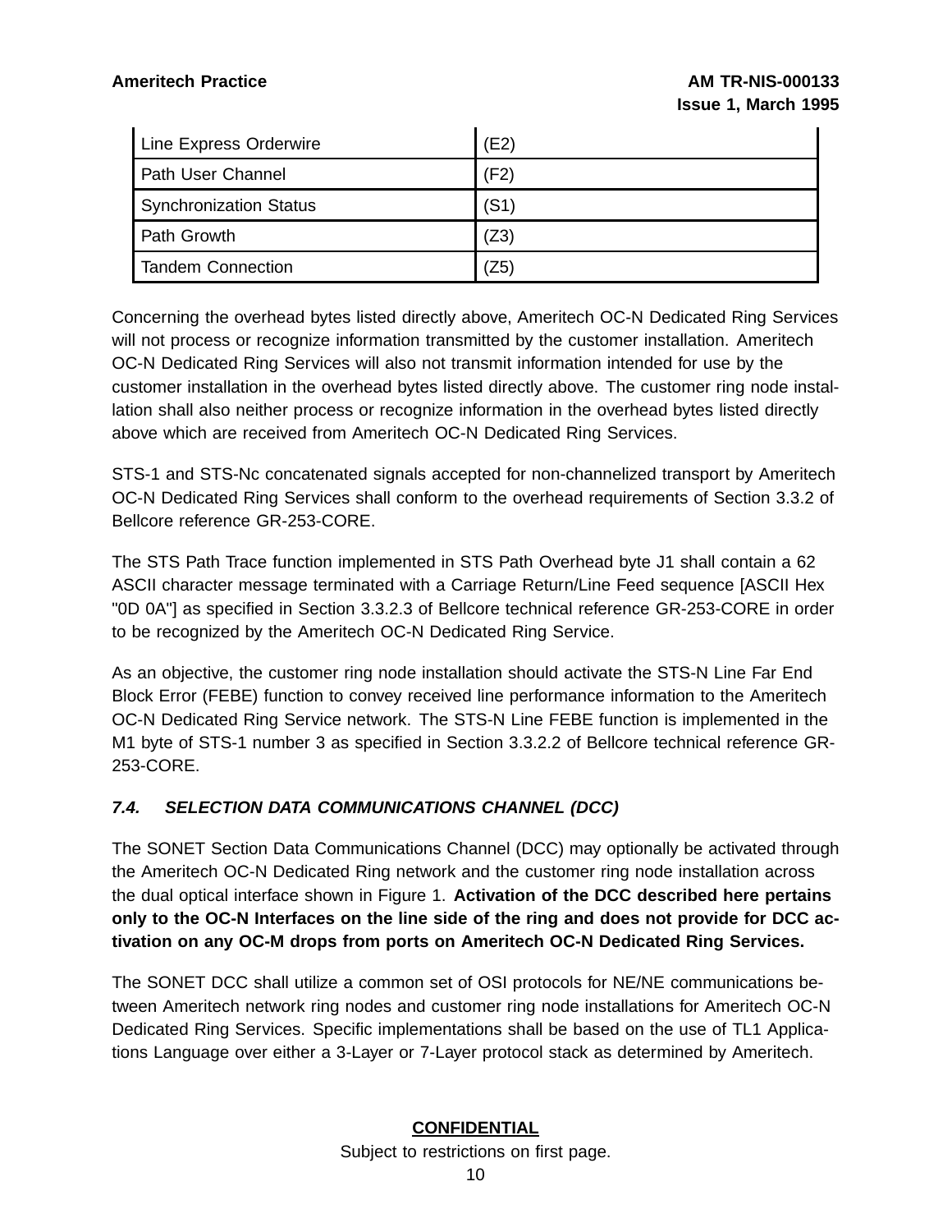| Line Express Orderwire | (E2) |
|---|---|
| Path User Channel | (F2) |
| Synchronization Status | (S1) |
| Path Growth | (Z3) |
| Tandem Connection | (Z5) |

Concerning the overhead bytes listed directly above, Ameritech OC-N Dedicated Ring Services will not process or recognize information transmitted by the customer installation. Ameritech OC-N Dedicated Ring Services will also not transmit information intended for use by the customer installation in the overhead bytes listed directly above. The customer ring node installation shall also neither process or recognize information in the overhead bytes listed directly above which are received from Ameritech OC-N Dedicated Ring Services.

STS-1 and STS-Nc concatenated signals accepted for non-channelized transport by Ameritech OC-N Dedicated Ring Services shall conform to the overhead requirements of Section 3.3.2 of Bellcore reference GR-253-CORE.

The STS Path Trace function implemented in STS Path Overhead byte J1 shall contain a 62 ASCII character message terminated with a Carriage Return/Line Feed sequence [ASCII Hex "0D 0A"] as specified in Section 3.3.2.3 of Bellcore technical reference GR-253-CORE in order to be recognized by the Ameritech OC-N Dedicated Ring Service.

As an objective, the customer ring node installation should activate the STS-N Line Far End Block Error (FEBE) function to convey received line performance information to the Ameritech OC-N Dedicated Ring Service network. The STS-N Line FEBE function is implemented in the M1 byte of STS-1 number 3 as specified in Section 3.3.2.2 of Bellcore technical reference GR-253-CORE.

### *7.4. SELECTION DATA COMMUNICATIONS CHANNEL (DCC)*

The SONET Section Data Communications Channel (DCC) may optionally be activated through the Ameritech OC-N Dedicated Ring network and the customer ring node installation across the dual optical interface shown in Figure 1. **Activation of the DCC described here pertains only to the OC-N Interfaces on the line side of the ring and does not provide for DCC activation on any OC-M drops from ports on Ameritech OC-N Dedicated Ring Services.**

The SONET DCC shall utilize a common set of OSI protocols for NE/NE communications between Ameritech network ring nodes and customer ring node installations for Ameritech OC-N Dedicated Ring Services. Specific implementations shall be based on the use of TL1 Applications Language over either a 3-Layer or 7-Layer protocol stack as determined by Ameritech.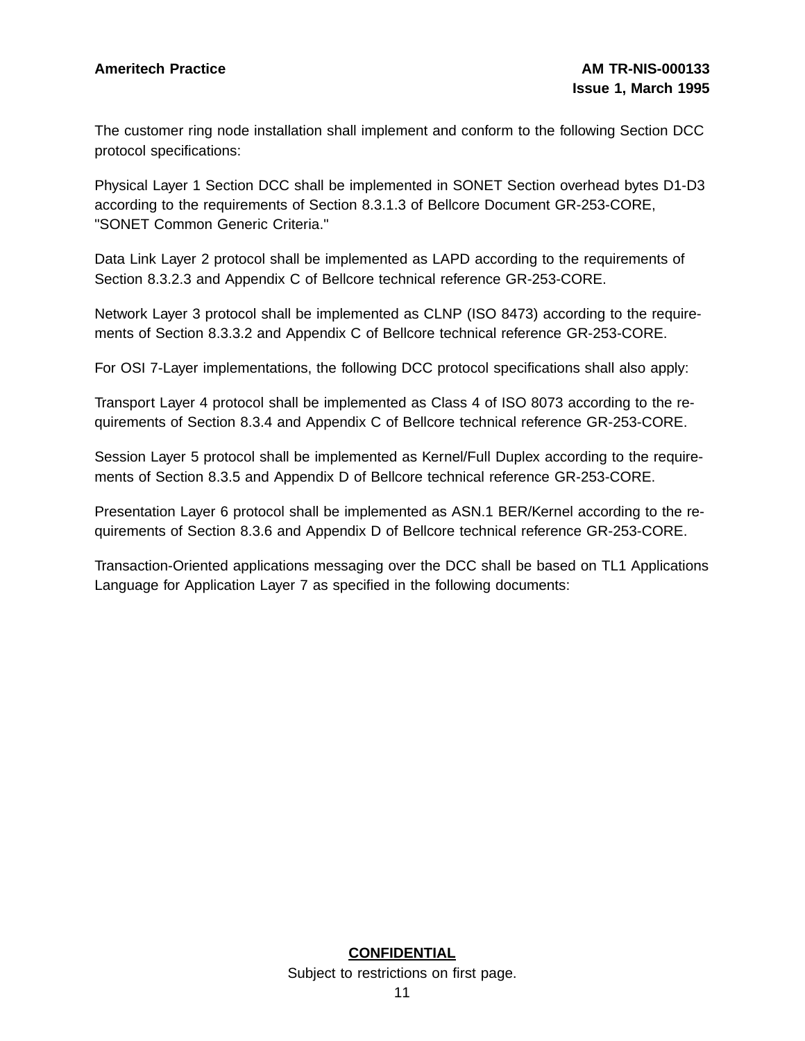The customer ring node installation shall implement and conform to the following Section DCC protocol specifications:

Physical Layer 1 Section DCC shall be implemented in SONET Section overhead bytes D1-D3 according to the requirements of Section 8.3.1.3 of Bellcore Document GR-253-CORE, "SONET Common Generic Criteria."

Data Link Layer 2 protocol shall be implemented as LAPD according to the requirements of Section 8.3.2.3 and Appendix C of Bellcore technical reference GR-253-CORE.

Network Layer 3 protocol shall be implemented as CLNP (ISO 8473) according to the requirements of Section 8.3.3.2 and Appendix C of Bellcore technical reference GR-253-CORE.

For OSI 7-Layer implementations, the following DCC protocol specifications shall also apply:

Transport Layer 4 protocol shall be implemented as Class 4 of ISO 8073 according to the requirements of Section 8.3.4 and Appendix C of Bellcore technical reference GR-253-CORE.

Session Layer 5 protocol shall be implemented as Kernel/Full Duplex according to the requirements of Section 8.3.5 and Appendix D of Bellcore technical reference GR-253-CORE.

Presentation Layer 6 protocol shall be implemented as ASN.1 BER/Kernel according to the requirements of Section 8.3.6 and Appendix D of Bellcore technical reference GR-253-CORE.

Transaction-Oriented applications messaging over the DCC shall be based on TL1 Applications Language for Application Layer 7 as specified in the following documents:

**CONFIDENTIAL**

Subject to restrictions on first page.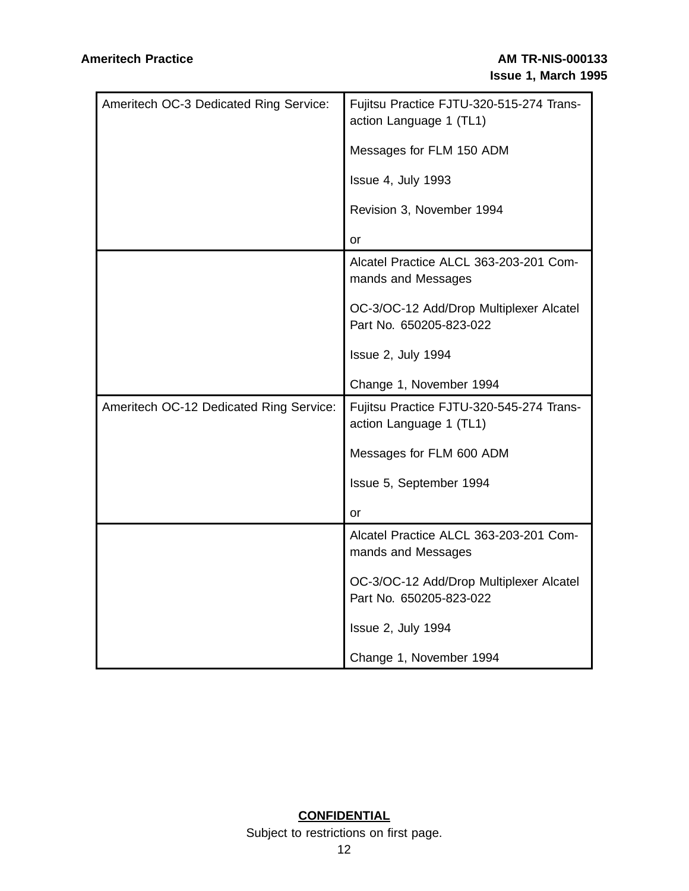| | |
|---|---|
| Ameritech OC-3 Dedicated Ring Service: | Fujitsu Practice FJTU-320-515-274 Transaction Language 1 (TL1)<br><br>Messages for FLM 150 ADM<br><br>Issue 4, July 1993<br><br>Revision 3, November 1994<br><br>or |
| | Alcatel Practice ALCL 363-203-201 Commands and Messages<br><br>OC-3/OC-12 Add/Drop Multiplexer Alcatel Part No. 650205-823-022<br><br>Issue 2, July 1994<br><br>Change 1, November 1994 |
| Ameritech OC-12 Dedicated Ring Service: | Fujitsu Practice FJTU-320-545-274 Transaction Language 1 (TL1)<br><br>Messages for FLM 600 ADM<br><br>Issue 5, September 1994<br><br>or |
| | Alcatel Practice ALCL 363-203-201 Commands and Messages<br><br>OC-3/OC-12 Add/Drop Multiplexer Alcatel Part No. 650205-823-022<br><br>Issue 2, July 1994<br><br>Change 1, November 1994 |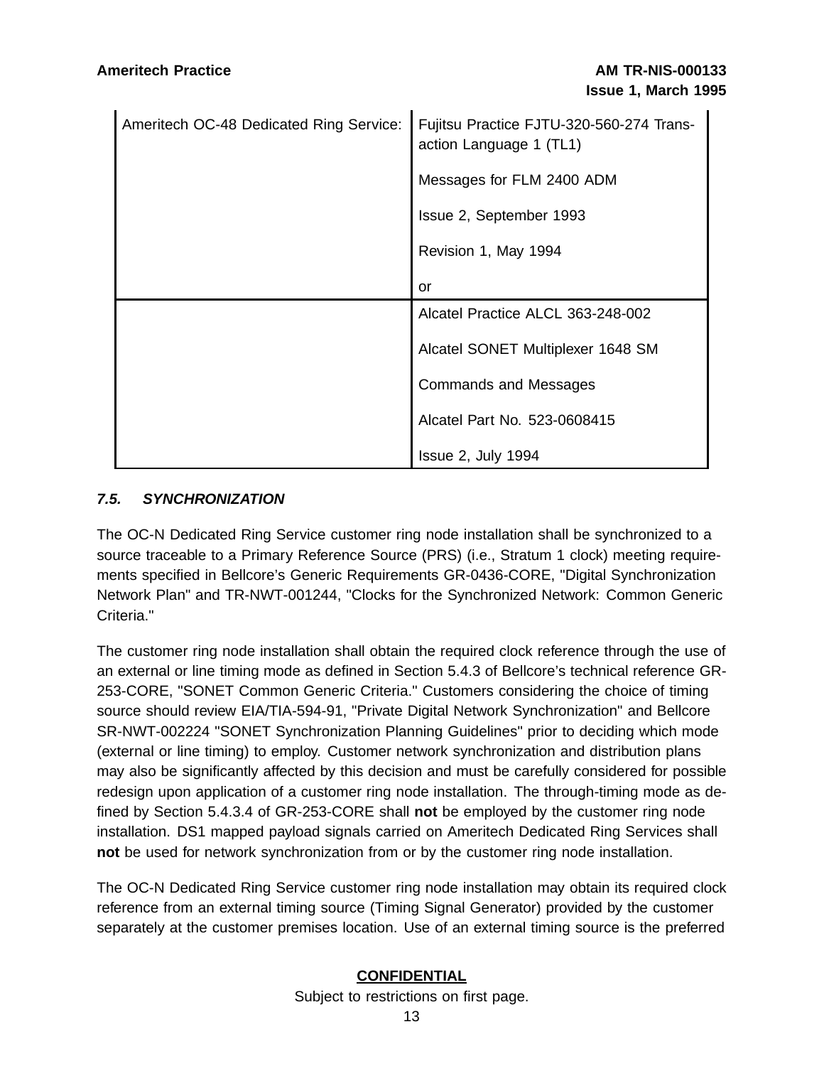| Ameritech OC-48 Dedicated Ring Service: | Fujitsu Practice FJTU-320-560-274 Transaction Language 1 (TL1)<br><br>Messages for FLM 2400 ADM<br><br>Issue 2, September 1993<br><br>Revision 1, May 1994<br><br>or |
|---|---|
| | Alcatel Practice ALCL 363-248-002<br><br>Alcatel SONET Multiplexer 1648 SM<br><br>Commands and Messages<br><br>Alcatel Part No. 523-0608415<br><br>Issue 2, July 1994 |

### *7.5. SYNCHRONIZATION*

The OC-N Dedicated Ring Service customer ring node installation shall be synchronized to a source traceable to a Primary Reference Source (PRS) (i.e., Stratum 1 clock) meeting requirements specified in Bellcore's Generic Requirements GR-0436-CORE, "Digital Synchronization Network Plan" and TR-NWT-001244, "Clocks for the Synchronized Network: Common Generic Criteria."

The customer ring node installation shall obtain the required clock reference through the use of an external or line timing mode as defined in Section 5.4.3 of Bellcore's technical reference GR-253-CORE, "SONET Common Generic Criteria." Customers considering the choice of timing source should review EIA/TIA-594-91, "Private Digital Network Synchronization" and Bellcore SR-NWT-002224 "SONET Synchronization Planning Guidelines" prior to deciding which mode (external or line timing) to employ. Customer network synchronization and distribution plans may also be significantly affected by this decision and must be carefully considered for possible redesign upon application of a customer ring node installation. The through-timing mode as defined by Section 5.4.3.4 of GR-253-CORE shall **not** be employed by the customer ring node installation. DS1 mapped payload signals carried on Ameritech Dedicated Ring Services shall **not** be used for network synchronization from or by the customer ring node installation.

The OC-N Dedicated Ring Service customer ring node installation may obtain its required clock reference from an external timing source (Timing Signal Generator) provided by the customer separately at the customer premises location. Use of an external timing source is the preferred

**CONFIDENTIAL**

Subject to restrictions on first page.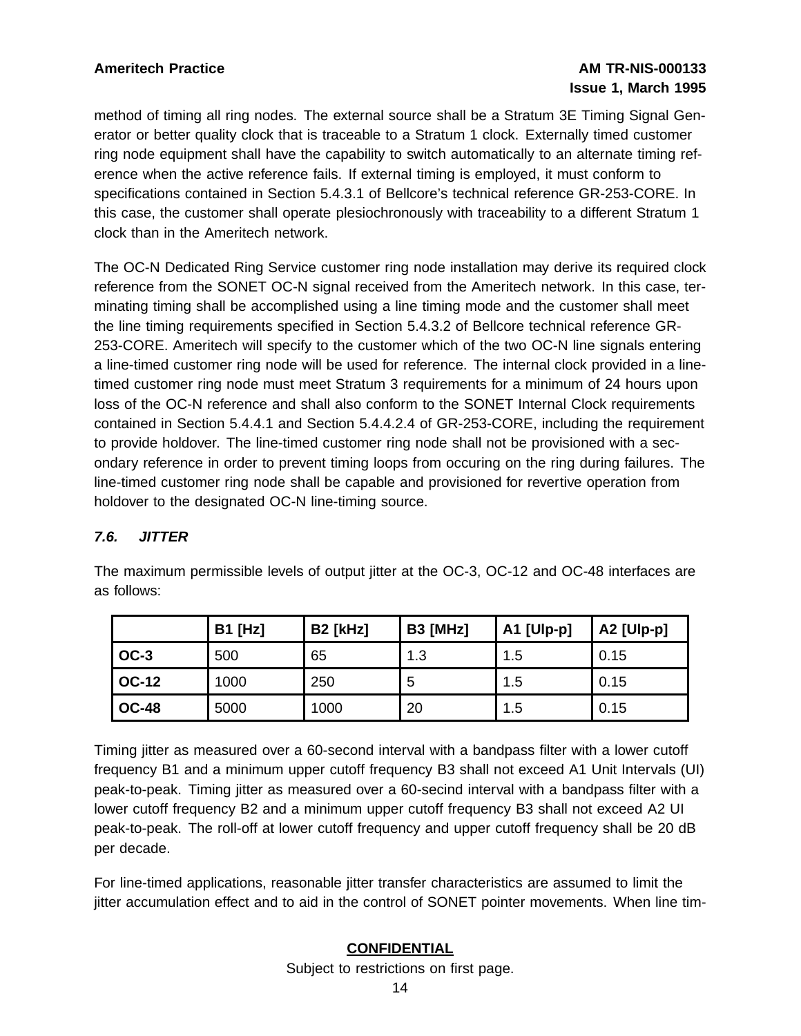method of timing all ring nodes. The external source shall be a Stratum 3E Timing Signal Generator or better quality clock that is traceable to a Stratum 1 clock. Externally timed customer ring node equipment shall have the capability to switch automatically to an alternate timing reference when the active reference fails. If external timing is employed, it must conform to specifications contained in Section 5.4.3.1 of Bellcore's technical reference GR-253-CORE. In this case, the customer shall operate plesiochronously with traceability to a different Stratum 1 clock than in the Ameritech network.

The OC-N Dedicated Ring Service customer ring node installation may derive its required clock reference from the SONET OC-N signal received from the Ameritech network. In this case, terminating timing shall be accomplished using a line timing mode and the customer shall meet the line timing requirements specified in Section 5.4.3.2 of Bellcore technical reference GR-253-CORE. Ameritech will specify to the customer which of the two OC-N line signals entering a line-timed customer ring node will be used for reference. The internal clock provided in a line-timed customer ring node must meet Stratum 3 requirements for a minimum of 24 hours upon loss of the OC-N reference and shall also conform to the SONET Internal Clock requirements contained in Section 5.4.4.1 and Section 5.4.4.2.4 of GR-253-CORE, including the requirement to provide holdover. The line-timed customer ring node shall not be provisioned with a secondary reference in order to prevent timing loops from occuring on the ring during failures. The line-timed customer ring node shall be capable and provisioned for revertive operation from holdover to the designated OC-N line-timing source.

### *7.6. JITTER*

The maximum permissible levels of output jitter at the OC-3, OC-12 and OC-48 interfaces are as follows:

| | B1 [Hz] | B2 [kHz] | B3 [MHz] | A1 [UIp-p] | A2 [UIp-p] |
|---|---|---|---|---|---|
| **OC-3** | 500 | 65 | 1.3 | 1.5 | 0.15 |
| **OC-12** | 1000 | 250 | 5 | 1.5 | 0.15 |
| **OC-48** | 5000 | 1000 | 20 | 1.5 | 0.15 |

Timing jitter as measured over a 60-second interval with a bandpass filter with a lower cutoff frequency B1 and a minimum upper cutoff frequency B3 shall not exceed A1 Unit Intervals (UI) peak-to-peak. Timing jitter as measured over a 60-secind interval with a bandpass filter with a lower cutoff frequency B2 and a minimum upper cutoff frequency B3 shall not exceed A2 UI peak-to-peak. The roll-off at lower cutoff frequency and upper cutoff frequency shall be 20 dB per decade.

For line-timed applications, reasonable jitter transfer characteristics are assumed to limit the jitter accumulation effect and to aid in the control of SONET pointer movements. When line tim-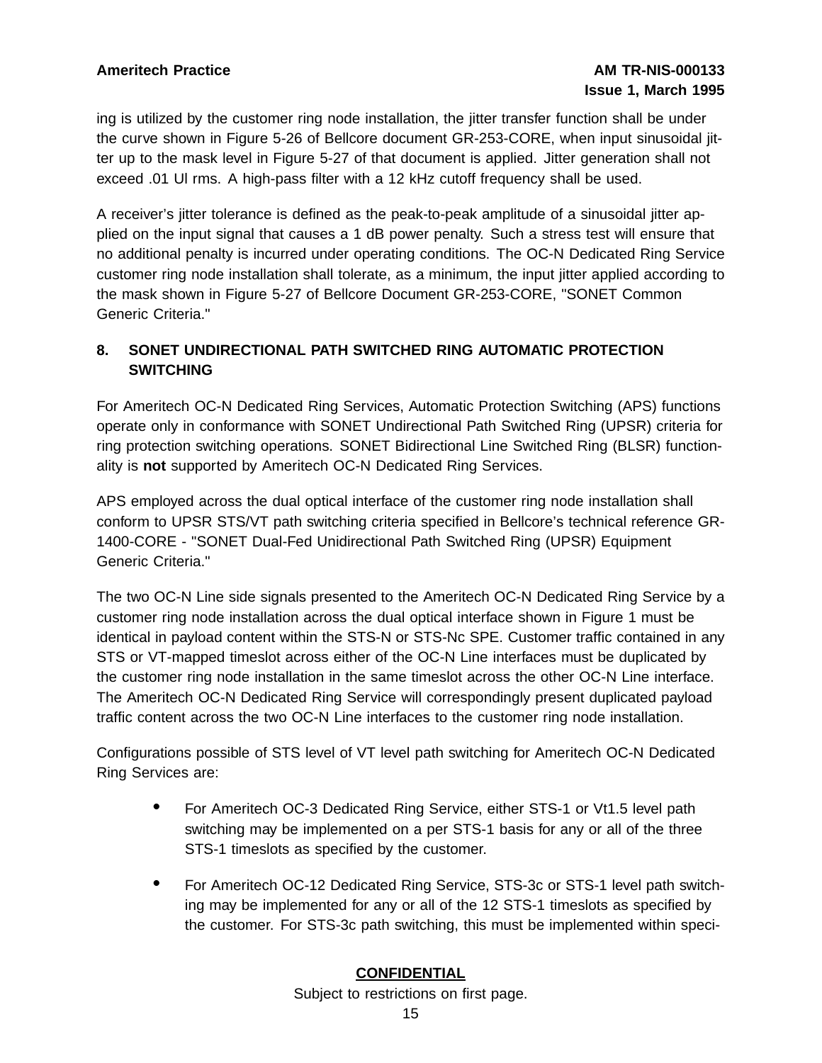ing is utilized by the customer ring node installation, the jitter transfer function shall be under the curve shown in Figure 5-26 of Bellcore document GR-253-CORE, when input sinusoidal jitter up to the mask level in Figure 5-27 of that document is applied. Jitter generation shall not exceed .01 Ul rms. A high-pass filter with a 12 kHz cutoff frequency shall be used.

A receiver's jitter tolerance is defined as the peak-to-peak amplitude of a sinusoidal jitter applied on the input signal that causes a 1 dB power penalty. Such a stress test will ensure that no additional penalty is incurred under operating conditions. The OC-N Dedicated Ring Service customer ring node installation shall tolerate, as a minimum, the input jitter applied according to the mask shown in Figure 5-27 of Bellcore Document GR-253-CORE, "SONET Common Generic Criteria."

## 8. SONET UNDIRECTIONAL PATH SWITCHED RING AUTOMATIC PROTECTION SWITCHING

For Ameritech OC-N Dedicated Ring Services, Automatic Protection Switching (APS) functions operate only in conformance with SONET Undirectional Path Switched Ring (UPSR) criteria for ring protection switching operations. SONET Bidirectional Line Switched Ring (BLSR) functionality is **not** supported by Ameritech OC-N Dedicated Ring Services.

APS employed across the dual optical interface of the customer ring node installation shall conform to UPSR STS/VT path switching criteria specified in Bellcore's technical reference GR-1400-CORE - "SONET Dual-Fed Unidirectional Path Switched Ring (UPSR) Equipment Generic Criteria."

The two OC-N Line side signals presented to the Ameritech OC-N Dedicated Ring Service by a customer ring node installation across the dual optical interface shown in Figure 1 must be identical in payload content within the STS-N or STS-Nc SPE. Customer traffic contained in any STS or VT-mapped timeslot across either of the OC-N Line interfaces must be duplicated by the customer ring node installation in the same timeslot across the other OC-N Line interface. The Ameritech OC-N Dedicated Ring Service will correspondingly present duplicated payload traffic content across the two OC-N Line interfaces to the customer ring node installation.

Configurations possible of STS level of VT level path switching for Ameritech OC-N Dedicated Ring Services are:

- For Ameritech OC-3 Dedicated Ring Service, either STS-1 or Vt1.5 level path switching may be implemented on a per STS-1 basis for any or all of the three STS-1 timeslots as specified by the customer.
- For Ameritech OC-12 Dedicated Ring Service, STS-3c or STS-1 level path switching may be implemented for any or all of the 12 STS-1 timeslots as specified by the customer. For STS-3c path switching, this must be implemented within speci-

**CONFIDENTIAL**

Subject to restrictions on first page.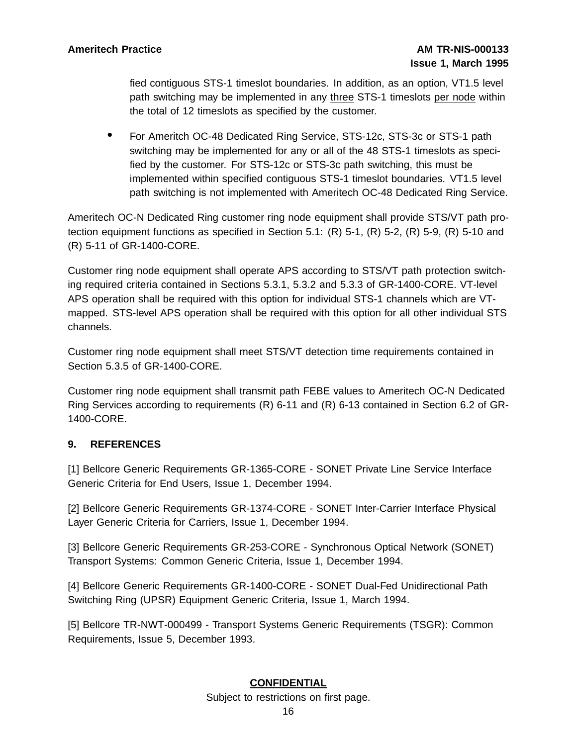fied contiguous STS-1 timeslot boundaries. In addition, as an option, VT1.5 level path switching may be implemented in any three STS-1 timeslots per node within the total of 12 timeslots as specified by the customer.

- For Ameritch OC-48 Dedicated Ring Service, STS-12c, STS-3c or STS-1 path switching may be implemented for any or all of the 48 STS-1 timeslots as specified by the customer. For STS-12c or STS-3c path switching, this must be implemented within specified contiguous STS-1 timeslot boundaries. VT1.5 level path switching is not implemented with Ameritech OC-48 Dedicated Ring Service.

Ameritech OC-N Dedicated Ring customer ring node equipment shall provide STS/VT path protection equipment functions as specified in Section 5.1: (R) 5-1, (R) 5-2, (R) 5-9, (R) 5-10 and (R) 5-11 of GR-1400-CORE.

Customer ring node equipment shall operate APS according to STS/VT path protection switching required criteria contained in Sections 5.3.1, 5.3.2 and 5.3.3 of GR-1400-CORE. VT-level APS operation shall be required with this option for individual STS-1 channels which are VT-mapped. STS-level APS operation shall be required with this option for all other individual STS channels.

Customer ring node equipment shall meet STS/VT detection time requirements contained in Section 5.3.5 of GR-1400-CORE.

Customer ring node equipment shall transmit path FEBE values to Ameritech OC-N Dedicated Ring Services according to requirements (R) 6-11 and (R) 6-13 contained in Section 6.2 of GR-1400-CORE.

## 9. REFERENCES

[1] Bellcore Generic Requirements GR-1365-CORE - SONET Private Line Service Interface Generic Criteria for End Users, Issue 1, December 1994.

[2] Bellcore Generic Requirements GR-1374-CORE - SONET Inter-Carrier Interface Physical Layer Generic Criteria for Carriers, Issue 1, December 1994.

[3] Bellcore Generic Requirements GR-253-CORE - Synchronous Optical Network (SONET) Transport Systems: Common Generic Criteria, Issue 1, December 1994.

[4] Bellcore Generic Requirements GR-1400-CORE - SONET Dual-Fed Unidirectional Path Switching Ring (UPSR) Equipment Generic Criteria, Issue 1, March 1994.

[5] Bellcore TR-NWT-000499 - Transport Systems Generic Requirements (TSGR): Common Requirements, Issue 5, December 1993.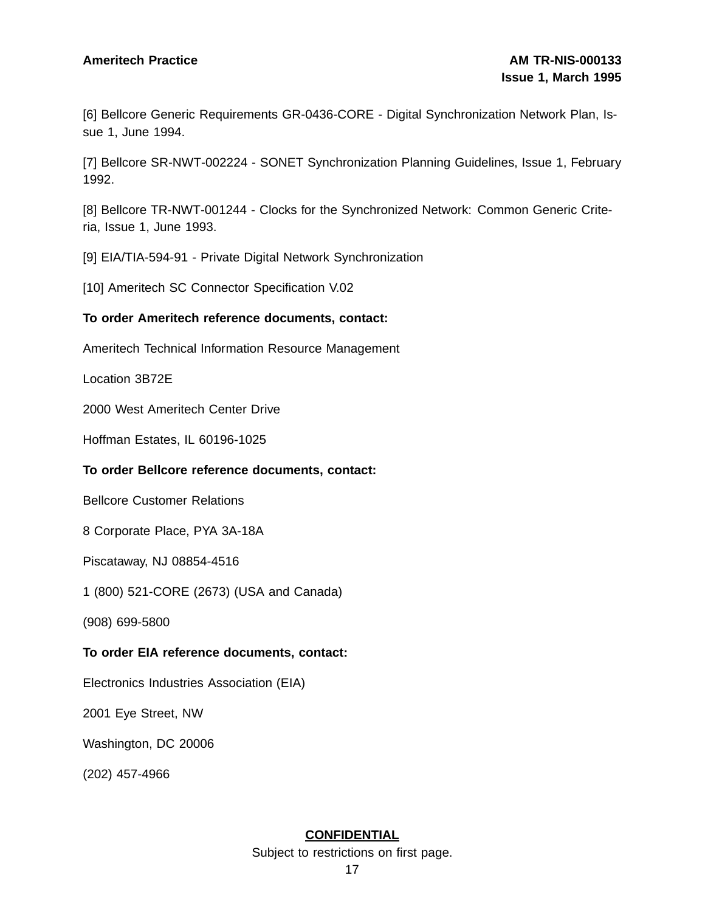[6] Bellcore Generic Requirements GR-0436-CORE - Digital Synchronization Network Plan, Issue 1, June 1994.

[7] Bellcore SR-NWT-002224 - SONET Synchronization Planning Guidelines, Issue 1, February 1992.

[8] Bellcore TR-NWT-001244 - Clocks for the Synchronized Network: Common Generic Criteria, Issue 1, June 1993.

[9] EIA/TIA-594-91 - Private Digital Network Synchronization

[10] Ameritech SC Connector Specification V.02

**To order Ameritech reference documents, contact:**

Ameritech Technical Information Resource Management

Location 3B72E

2000 West Ameritech Center Drive

Hoffman Estates, IL 60196-1025

**To order Bellcore reference documents, contact:**

Bellcore Customer Relations

8 Corporate Place, PYA 3A-18A

Piscataway, NJ 08854-4516

1 (800) 521-CORE (2673) (USA and Canada)

(908) 699-5800

**To order EIA reference documents, contact:**

Electronics Industries Association (EIA)

2001 Eye Street, NW

Washington, DC 20006

(202) 457-4966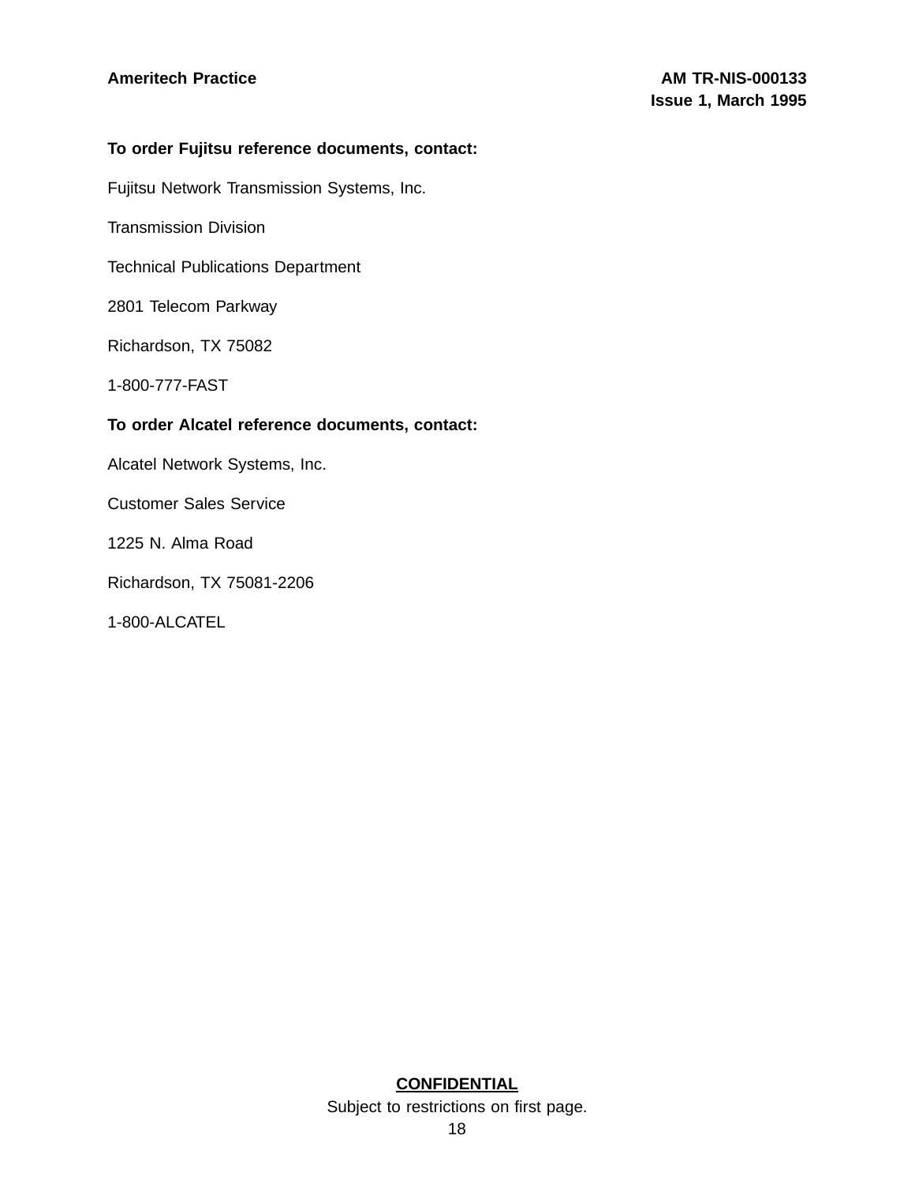**To order Fujitsu reference documents, contact:**

Fujitsu Network Transmission Systems, Inc.

Transmission Division

Technical Publications Department

2801 Telecom Parkway

Richardson, TX 75082

1-800-777-FAST

**To order Alcatel reference documents, contact:**

Alcatel Network Systems, Inc.

Customer Sales Service

1225 N. Alma Road

Richardson, TX 75081-2206

1-800-ALCATEL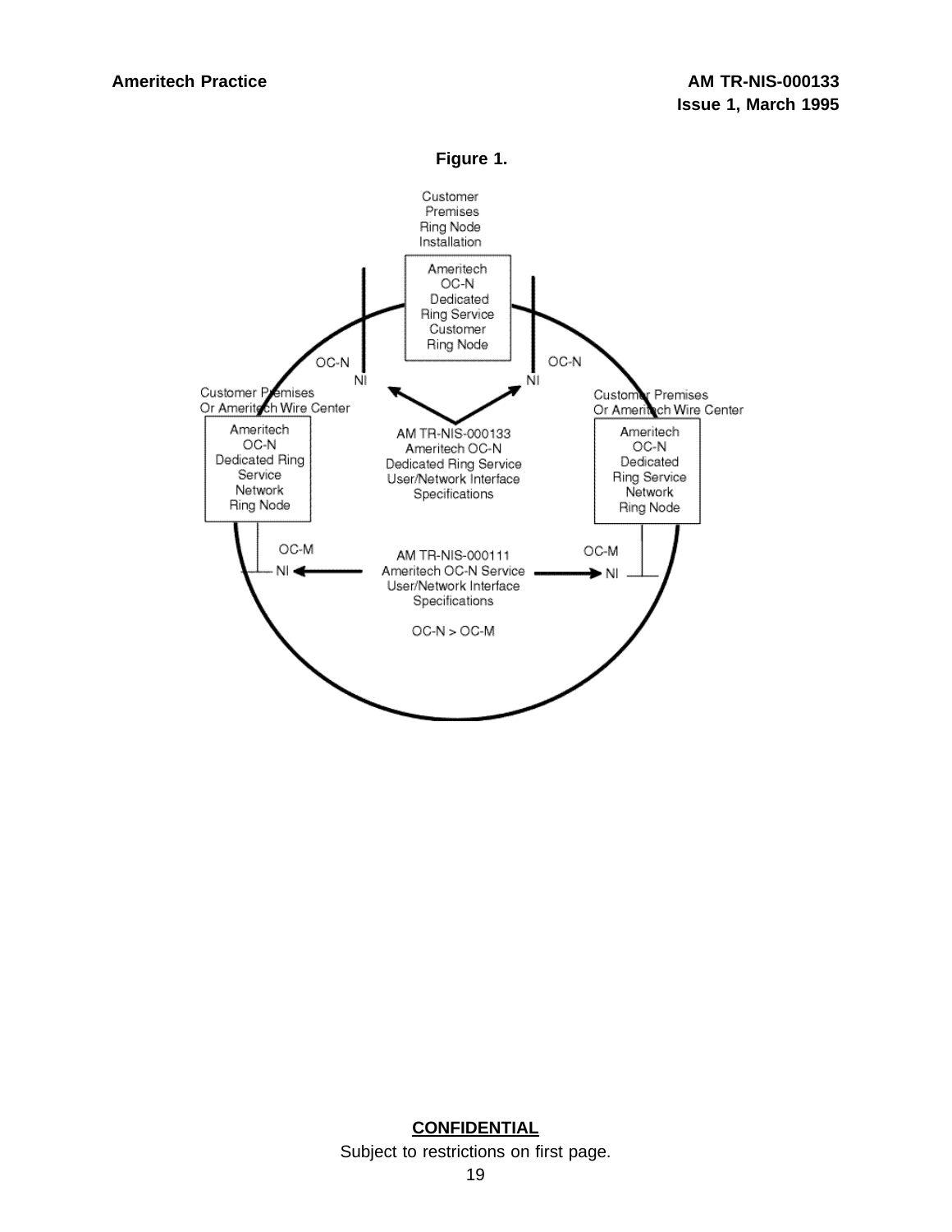**Figure 1.**

Customer Premises Ring Node Installation

Ameritech OC-N Dedicated Ring Service Customer Ring Node

OC-N

NI

OC-N

NI

Customer Premises Or Ameritech Wire Center

Ameritech OC-N Dedicated Ring Service Network Ring Node

AM TR-NIS-000133 Ameritech OC-N Dedicated Ring Service User/Network Interface Specifications

Customer Premises Or Ameritech Wire Center

Ameritech OC-N Dedicated Ring Service Network Ring Node

OC-M

NI

AM TR-NIS-000111 Ameritech OC-N Service User/Network Interface Specifications

OC-N > OC-M

OC-M

NI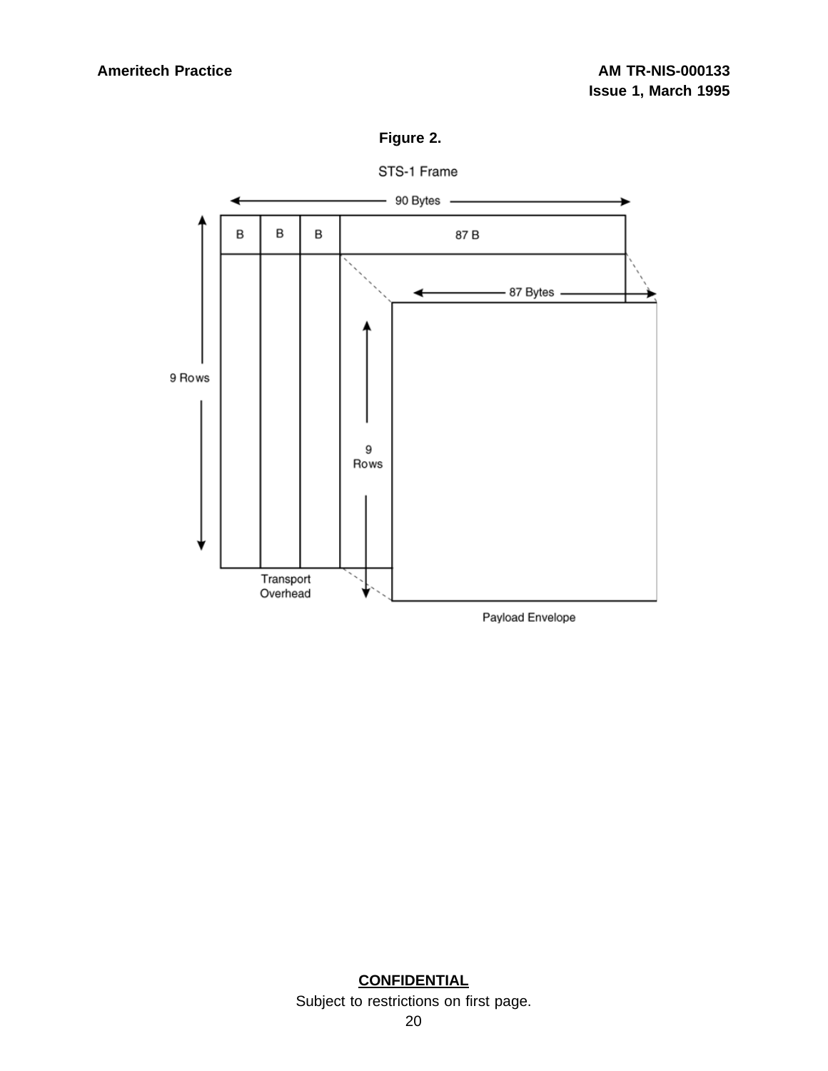**Figure 2.**

STS-1 Frame

90 Bytes

B

B

B

87 B

87 Bytes

9 Rows

9 Rows

Transport Overhead

Payload Envelope

**CONFIDENTIAL**

Subject to restrictions on first page.